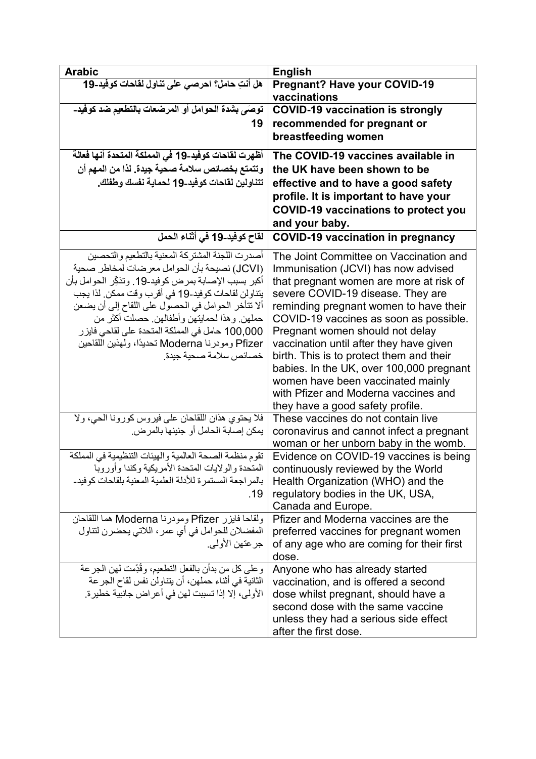| Arabic | English |
| --- | --- |
| **هل أنتِ حامل؟ احرصي على تناول لقاحات كوفيد-19** | **Pregnant? Have your COVID-19 vaccinations** |
| **توصَى بشدة الحوامل أو المرضعات بالتطعيم ضد كوفيد-19** | **COVID-19 vaccination is strongly recommended for pregnant or breastfeeding women** |
| **أظهرت لقاحات كوفيد-19 في المملكة المتحدة أنها فعالة وتتمتع بخصائص سلامة صحية جيدة. لذا من المهم أن تتناولين لقاحات كوفيد-19 لحماية نفسك وطفلك.** | **The COVID-19 vaccines available in the UK have been shown to be effective and to have a good safety profile. It is important to have your COVID-19 vaccinations to protect you and your baby.** |
| **لقاح كوفيد-19 في أثناء الحمل** | **COVID-19 vaccination in pregnancy** |
| أصدرت اللجنة المشتركة المعنية بالتطعيم والتحصين (JCVI) نصيحة بأن الحوامل معرضات لمخاطر صحية أكبر بسبب الإصابة بمرض كوفيد-19. وتذكِّر الحوامل بأن يتناولن لقاحات كوفيد-19 في أقرب وقت ممكن. لذا يجب ألا تتأخر الحوامل في الحصول على اللقاح إلى أن يضعن حملهن. وهذا لحمايتهن وأطفالهن. حصلت أكثر من 100,000 حامل في المملكة المتحدة على لقاحي فايزر Pfizer ومودرنا Moderna تحديدًا، ولهذين اللقاحين خصائص سلامة صحية جيدة. | The Joint Committee on Vaccination and Immunisation (JCVI) has now advised that pregnant women are more at risk of severe COVID-19 disease. They are reminding pregnant women to have their COVID-19 vaccines as soon as possible. Pregnant women should not delay vaccination until after they have given birth. This is to protect them and their babies. In the UK, over 100,000 pregnant women have been vaccinated mainly with Pfizer and Moderna vaccines and they have a good safety profile. |
| فلا يحتوي هذان اللقاحان على فيروس كورونا الحي، ولا يمكن إصابة الحامل أو جنينها بالمرض. | These vaccines do not contain live coronavirus and cannot infect a pregnant woman or her unborn baby in the womb. |
| تقوم منظمة الصحة العالمية والهيئات التنظيمية في المملكة المتحدة والولايات المتحدة الأمريكية وكندا وأوروبا بالمراجعة المستمرة للأدلة العلمية المعنية بلقاحات كوفيد-19. | Evidence on COVID-19 vaccines is being continuously reviewed by the World Health Organization (WHO) and the regulatory bodies in the UK, USA, Canada and Europe. |
| ولقاحا فايزر Pfizer ومودرنا Moderna هما اللقاحان المفضلان للحوامل في أي عمر، اللاتي يحضرن لتناول جرعتهن الأولى. | Pfizer and Moderna vaccines are the preferred vaccines for pregnant women of any age who are coming for their first dose. |
| وعلى كل من بدأن بالفعل التطعيم، وقُدِّمت لهن الجرعة الثانية في أثناء حملهن، أن يتناولن نفس لقاح الجرعة الأولى، إلا إذا تسببت لهن في أعراض جانبية خطيرة. | Anyone who has already started vaccination, and is offered a second dose whilst pregnant, should have a second dose with the same vaccine unless they had a serious side effect after the first dose. |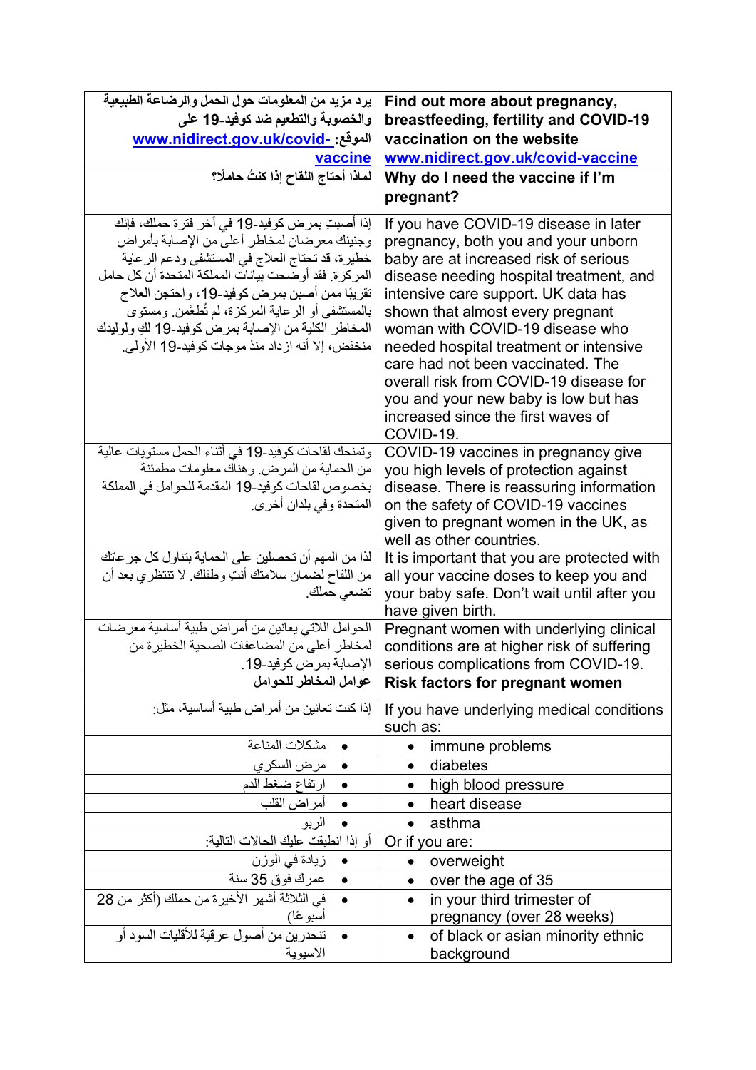| يرد مزيد من المعلومات حول الحمل والرضاعة الطبيعية والخصوبة والتطعيم ضد كوفيد-19 على الموقع: www.nidirect.gov.uk/covid-vaccine | **Find out more about pregnancy, breastfeeding, fertility and COVID-19 vaccination on the website www.nidirect.gov.uk/covid-vaccine** |
|---|---|
| **لماذا أحتاج اللقاح إذا كنتُ حاملًا؟** | **Why do I need the vaccine if I'm pregnant?** |
| إذا أصبت بمرض كوفيد-19 في آخر فترة حملك، فإنك وجنينك معرضان لمخاطر أعلى من الإصابة بأمراض خطيرة، قد تحتاج العلاج في المستشفى ودعم الرعاية المركزة. فقد أوضحت بيانات المملكة المتحدة أن كل حامل تقريبًا ممن أصبن بمرض كوفيد-19، واحتجن العلاج بالمستشفى أو الرعاية المركزة، لم تُطعَّمن. ومستوى المخاطر الكلية من الإصابة بمرض كوفيد-19 لكِ ولوليدك منخفض، إلا أنه ازداد منذ موجات كوفيد-19 الأولى. | If you have COVID-19 disease in later pregnancy, both you and your unborn baby are at increased risk of serious disease needing hospital treatment, and intensive care support. UK data has shown that almost every pregnant woman with COVID-19 disease who needed hospital treatment or intensive care had not been vaccinated. The overall risk from COVID-19 disease for you and your new baby is low but has increased since the first waves of COVID-19. |
| وتمنحك لقاحات كوفيد-19 في أثناء الحمل مستويات عالية من الحماية من المرض. وهناك معلومات مطمئنة بخصوص لقاحات كوفيد-19 المقدمة للحوامل في المملكة المتحدة وفي بلدان أخرى. | COVID-19 vaccines in pregnancy give you high levels of protection against disease. There is reassuring information on the safety of COVID-19 vaccines given to pregnant women in the UK, as well as other countries. |
| لذا من المهم أن تحصلين على الحماية بتناول كل جرعاتك من اللقاح لضمان سلامتك أنتِ وطفلك. لا تنتظري بعد أن تضعي حملك. | It is important that you are protected with all your vaccine doses to keep you and your baby safe. Don't wait until after you have given birth. |
| الحوامل اللاتي يعانين من أمراض طبية أساسية معرضات لمخاطر أعلى من المضاعفات الصحية الخطيرة من الإصابة بمرض كوفيد-19. | Pregnant women with underlying clinical conditions are at higher risk of suffering serious complications from COVID-19. |
| **عوامل المخاطر للحوامل** | **Risk factors for pregnant women** |
| إذا كنت تعانين من أمراض طبية أساسية، مثل: | If you have underlying medical conditions such as: |
| • مشكلات المناعة | • immune problems |
| • مرض السكري | • diabetes |
| • ارتفاع ضغط الدم | • high blood pressure |
| • أمراض القلب | • heart disease |
| • الربو | • asthma |
| أو إذا انطبقت عليك الحالات التالية: | Or if you are: |
| • زيادة في الوزن | • overweight |
| • عمرك فوق 35 سنة | • over the age of 35 |
| • في الثلاثة أشهر الأخيرة من حملك (أكثر من 28 أسبوعًا) | • in your third trimester of pregnancy (over 28 weeks) |
| • تنحدرين من أصول عرقية للأقليات السود أو الآسيوية | • of black or asian minority ethnic background |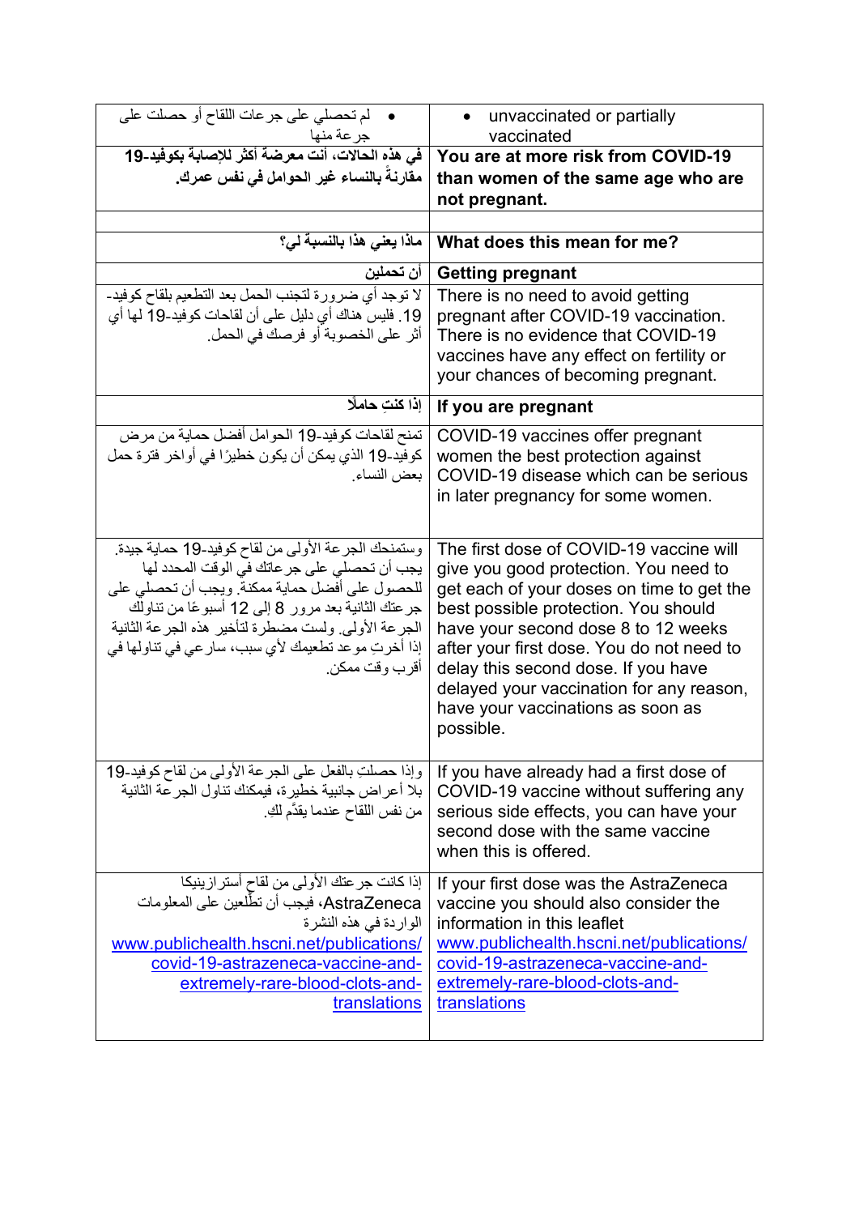| | |
|---|---|
| • لم تحصلي على جرعات اللقاح أو حصلت على جرعة منها | • unvaccinated or partially vaccinated |
| **في هذه الحالات، أنت معرضة أكثر للإصابة بكوفيد-19 مقارنةً بالنساء غير الحوامل في نفس عمرك.** | **You are at more risk from COVID-19 than women of the same age who are not pregnant.** |
| | |
| **ماذا يعني هذا بالنسبة لي؟** | **What does this mean for me?** |
| **أن تحملين** | **Getting pregnant** |
| لا توجد أي ضرورة لتجنب الحمل بعد التطعيم بلقاح كوفيد-19. فليس هناك أي دليل على أن لقاحات كوفيد-19 لها أي أثر على الخصوبة أو فرصك في الحمل. | There is no need to avoid getting pregnant after COVID-19 vaccination. There is no evidence that COVID-19 vaccines have any effect on fertility or your chances of becoming pregnant. |
| **إذا كنتِ حاملًا** | **If you are pregnant** |
| تمنح لقاحات كوفيد-19 الحوامل أفضل حماية من مرض كوفيد-19 الذي يمكن أن يكون خطيرًا في أواخر فترة حمل بعض النساء. | COVID-19 vaccines offer pregnant women the best protection against COVID-19 disease which can be serious in later pregnancy for some women. |
| وستمنحك الجرعة الأولى من لقاح كوفيد-19 حماية جيدة. يجب أن تحصلي على جرعاتك في الوقت المحدد لها للحصول على أفضل حماية ممكنة. ويجب أن تحصلي على جرعتك الثانية بعد مرور 8 إلى 12 أسبوعًا من تناولك الجرعة الأولى. ولست مضطرة لتأخير هذه الجرعة الثانية إذا أخرتِ موعد تطعيمك لأي سبب، سارعي في تناولها في أقرب وقت ممكن. | The first dose of COVID-19 vaccine will give you good protection. You need to get each of your doses on time to get the best possible protection. You should have your second dose 8 to 12 weeks after your first dose. You do not need to delay this second dose. If you have delayed your vaccination for any reason, have your vaccinations as soon as possible. |
| وإذا حصلتِ بالفعل على الجرعة الأولى من لقاح كوفيد-19 بلا أعراض جانبية خطيرة، فيمكنك تناول الجرعة الثانية من نفس اللقاح عندما يقدَّم لكِ. | If you have already had a first dose of COVID-19 vaccine without suffering any serious side effects, you can have your second dose with the same vaccine when this is offered. |
| إذا كانت جرعتك الأولى من لقاح أسترازينيكا AstraZeneca، فيجب أن تطّلعين على المعلومات الواردة في هذه النشرة www.publichealth.hscni.net/publications/covid-19-astrazeneca-vaccine-and-extremely-rare-blood-clots-and-translations | If your first dose was the AstraZeneca vaccine you should also consider the information in this leaflet www.publichealth.hscni.net/publications/covid-19-astrazeneca-vaccine-and-extremely-rare-blood-clots-and-translations |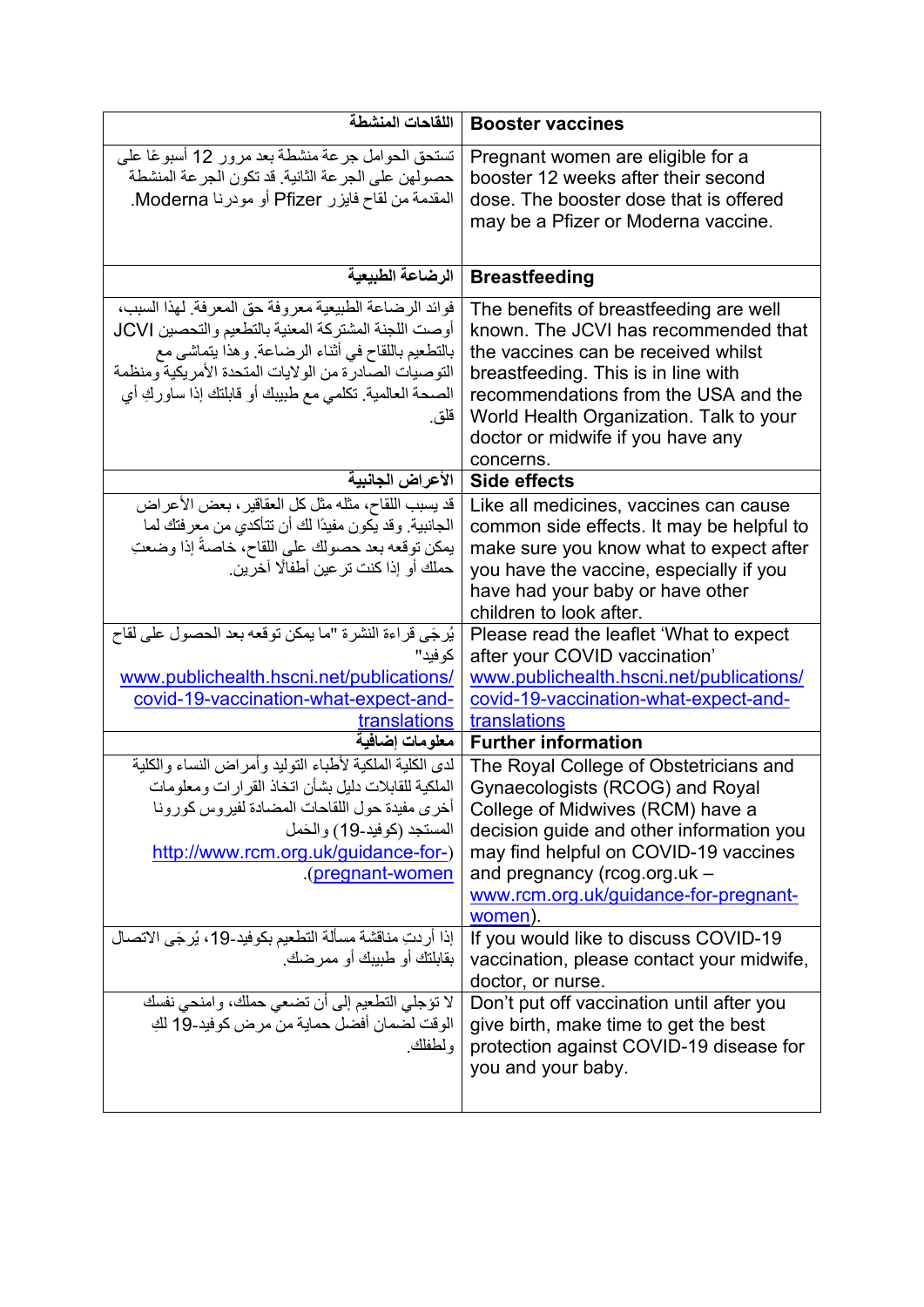| اللقاحات المنشطة | Booster vaccines |
|---|---|
| تستحق الحوامل جرعة منشطة بعد مرور 12 أسبوعًا على حصولهن على الجرعة الثانية. قد تكون الجرعة المنشطة المقدمة من لقاح فايزر Pfizer أو مودرنا Moderna. | Pregnant women are eligible for a booster 12 weeks after their second dose. The booster dose that is offered may be a Pfizer or Moderna vaccine. |
| **الرضاعة الطبيعية** | **Breastfeeding** |
| فوائد الرضاعة الطبيعية معروفة حق المعرفة. لهذا السبب، أوصت اللجنة المشتركة المعنية بالتطعيم والتحصين JCVI بالتطعيم باللقاح في أثناء الرضاعة. وهذا يتماشى مع التوصيات الصادرة من الولايات المتحدة الأمريكية ومنظمة الصحة العالمية. تكلمي مع طبيبك أو قابلتك إذا ساورك أي قلق. | The benefits of breastfeeding are well known. The JCVI has recommended that the vaccines can be received whilst breastfeeding. This is in line with recommendations from the USA and the World Health Organization. Talk to your doctor or midwife if you have any concerns. |
| **الأعراض الجانبية** | **Side effects** |
| قد يسبب اللقاح، مثله مثل كل العقاقير، بعض الأعراض الجانبية. وقد يكون مفيدًا لك أن تتأكدي من معرفتك لما يمكن توقعه بعد حصولك على اللقاح، خاصةً إذا وضعتِ حملك أو إذا كنت ترعين أطفالًا آخرين. | Like all medicines, vaccines can cause common side effects. It may be helpful to make sure you know what to expect after you have the vaccine, especially if you have had your baby or have other children to look after. |
| يُرجَى قراءة النشرة "ما يمكن توقعه بعد الحصول على لقاح كوفيد" www.publichealth.hscni.net/publications/covid-19-vaccination-what-expect-and-translations | Please read the leaflet 'What to expect after your COVID vaccination' www.publichealth.hscni.net/publications/covid-19-vaccination-what-expect-and-translations |
| **معلومات إضافية** | **Further information** |
| لدى الكلية الملكية لأطباء التوليد وأمراض النساء والكلية الملكية للقابلات دليل بشأن اتخاذ القرارات ومعلومات أخرى مفيدة حول اللقاحات المضادة لفيروس كورونا المستجد (كوفيد-19) والحَمل (http://www.rcm.org.uk/guidance-for-pregnant-women). | The Royal College of Obstetricians and Gynaecologists (RCOG) and Royal College of Midwives (RCM) have a decision guide and other information you may find helpful on COVID-19 vaccines and pregnancy (rcog.org.uk – www.rcm.org.uk/guidance-for-pregnant-women). |
| إذا أردتِ مناقشة مسألة التطعيم بكوفيد-19، يُرجَى الاتصال بقابلتك أو طبيبك أو ممرضك. | If you would like to discuss COVID-19 vaccination, please contact your midwife, doctor, or nurse. |
| لا تؤجلي التطعيم إلى أن تضعي حملك، وامنحي نفسك الوقت لضمان أفضل حماية من مرض كوفيد-19 لكِ ولطفلك. | Don't put off vaccination until after you give birth, make time to get the best protection against COVID-19 disease for you and your baby. |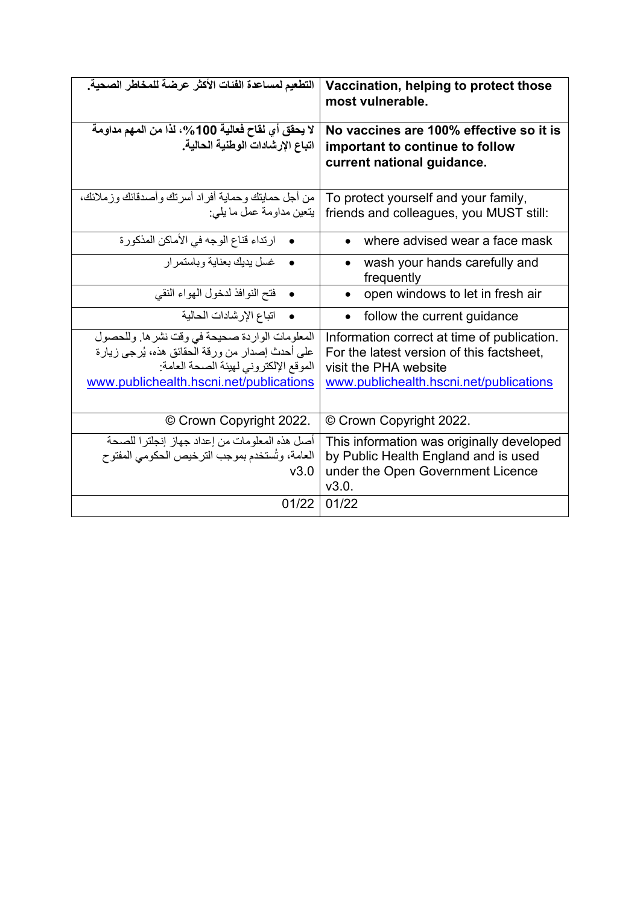| | |
|---|---|
| **التطعيم لمساعدة الفئات الأكثر عرضة للمخاطر الصحية.** | **Vaccination, helping to protect those most vulnerable.** |
| **لا يحقق أي لقاح فعالية 100%، لذا من المهم مداومة اتباع الإرشادات الوطنية الحالية.** | **No vaccines are 100% effective so it is important to continue to follow current national guidance.** |
| من أجل حمايتك وحماية أفراد أسرتك وأصدقائك وزملائك، يتعين مداومة عمل ما يلي: | To protect yourself and your family, friends and colleagues, you MUST still: |
| • ارتداء قناع الوجه في الأماكن المذكورة | • where advised wear a face mask |
| • غسل يديك بعناية وباستمرار | • wash your hands carefully and frequently |
| • فتح النوافذ لدخول الهواء النقي | • open windows to let in fresh air |
| • اتباع الإرشادات الحالية | • follow the current guidance |
| المعلومات الواردة صحيحة في وقت نشرها. وللحصول على أحدث إصدار من ورقة الحقائق هذه، يُرجى زيارة الموقع الإلكتروني لهيئة الصحة العامة: www.publichealth.hscni.net/publications | Information correct at time of publication. For the latest version of this factsheet, visit the PHA website www.publichealth.hscni.net/publications |
| © Crown Copyright 2022. | © Crown Copyright 2022. |
| أصل هذه المعلومات من إعداد جهاز إنجلترا للصحة العامة، وتُستخدم بموجب الترخيص الحكومي المفتوح v3.0 | This information was originally developed by Public Health England and is used under the Open Government Licence v3.0. |
| 01/22 | 01/22 |